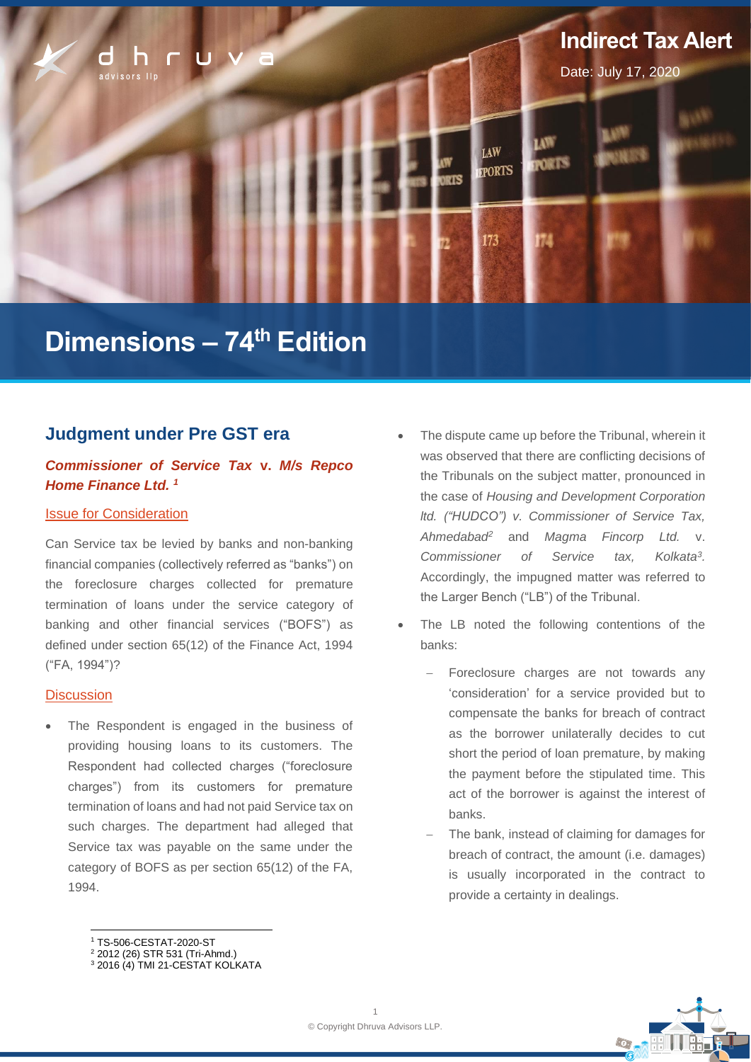Indirect Tax Alert

Date: July 17, 2020

# Dimensions – 74th Edition

## Judgment under Pre GST era

### *Commissioner of Service Tax* v. *M/s Repco Home Finance Ltd.* [1]

#### Issue for Consideration

Can Service tax be levied by banks and non-banking financial companies (collectively referred as "banks") on the foreclosure charges collected for premature termination of loans under the service category of banking and other financial services ("BOFS") as defined under section 65(12) of the Finance Act, 1994 ("FA, 1994")?

#### Discussion

- The Respondent is engaged in the business of providing housing loans to its customers. The Respondent had collected charges ("foreclosure charges") from its customers for premature termination of loans and had not paid Service tax on such charges. The department had alleged that Service tax was payable on the same under the category of BOFS as per section 65(12) of the FA, 1994.
- The dispute came up before the Tribunal, wherein it was observed that there are conflicting decisions of the Tribunals on the subject matter, pronounced in the case of *Housing and Development Corporation ltd. ("HUDCO") v. Commissioner of Service Tax, Ahmedabad*[2] and *Magma Fincorp Ltd.* v. *Commissioner of Service tax, Kolkata*[3]. Accordingly, the impugned matter was referred to the Larger Bench ("LB") of the Tribunal.
- The LB noted the following contentions of the banks:
  - Foreclosure charges are not towards any 'consideration' for a service provided but to compensate the banks for breach of contract as the borrower unilaterally decides to cut short the period of loan premature, by making the payment before the stipulated time. This act of the borrower is against the interest of banks.
  - The bank, instead of claiming for damages for breach of contract, the amount (i.e. damages) is usually incorporated in the contract to provide a certainty in dealings.

---

[1] TS-506-CESTAT-2020-ST

[2] 2012 (26) STR 531 (Tri-Ahmd.)

[3] 2016 (4) TMI 21-CESTAT KOLKATA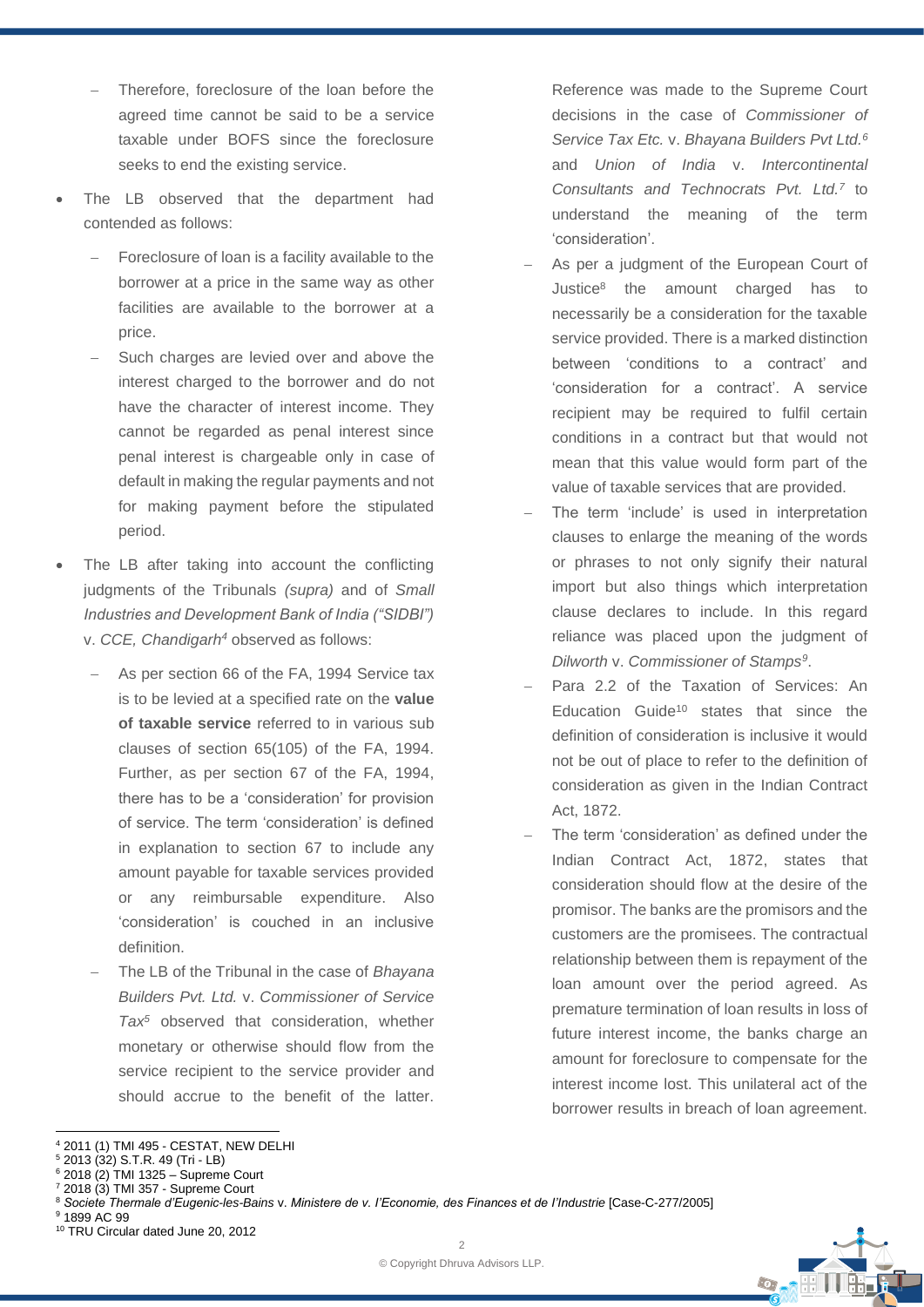- Therefore, foreclosure of the loan before the agreed time cannot be said to be a service taxable under BOFS since the foreclosure seeks to end the existing service.

- The LB observed that the department had contended as follows:
  - Foreclosure of loan is a facility available to the borrower at a price in the same way as other facilities are available to the borrower at a price.
  - Such charges are levied over and above the interest charged to the borrower and do not have the character of interest income. They cannot be regarded as penal interest since penal interest is chargeable only in case of default in making the regular payments and not for making payment before the stipulated period.

- The LB after taking into account the conflicting judgments of the Tribunals *(supra)* and of *Small Industries and Development Bank of India ("SIDBI")* v. *CCE, Chandigarh*[4] observed as follows:
  - As per section 66 of the FA, 1994 Service tax is to be levied at a specified rate on the **value of taxable service** referred to in various sub clauses of section 65(105) of the FA, 1994. Further, as per section 67 of the FA, 1994, there has to be a 'consideration' for provision of service. The term 'consideration' is defined in explanation to section 67 to include any amount payable for taxable services provided or any reimbursable expenditure. Also 'consideration' is couched in an inclusive definition.
  - The LB of the Tribunal in the case of *Bhayana Builders Pvt. Ltd.* v. *Commissioner of Service Tax*[5] observed that consideration, whether monetary or otherwise should flow from the service recipient to the service provider and should accrue to the benefit of the latter. Reference was made to the Supreme Court decisions in the case of *Commissioner of Service Tax Etc.* v. *Bhayana Builders Pvt Ltd.*[6] and *Union of India* v. *Intercontinental Consultants and Technocrats Pvt. Ltd.*[7] to understand the meaning of the term 'consideration'.
  - As per a judgment of the European Court of Justice[8] the amount charged has to necessarily be a consideration for the taxable service provided. There is a marked distinction between 'conditions to a contract' and 'consideration for a contract'. A service recipient may be required to fulfil certain conditions in a contract but that would not mean that this value would form part of the value of taxable services that are provided.
  - The term 'include' is used in interpretation clauses to enlarge the meaning of the words or phrases to not only signify their natural import but also things which interpretation clause declares to include. In this regard reliance was placed upon the judgment of *Dilworth* v. *Commissioner of Stamps*[9].
  - Para 2.2 of the Taxation of Services: An Education Guide[10] states that since the definition of consideration is inclusive it would not be out of place to refer to the definition of consideration as given in the Indian Contract Act, 1872.
  - The term 'consideration' as defined under the Indian Contract Act, 1872, states that consideration should flow at the desire of the promisor. The banks are the promisors and the customers are the promisees. The contractual relationship between them is repayment of the loan amount over the period agreed. As premature termination of loan results in loss of future interest income, the banks charge an amount for foreclosure to compensate for the interest income lost. This unilateral act of the borrower results in breach of loan agreement.

---

[4] 2011 (1) TMI 495 - CESTAT, NEW DELHI

[5] 2013 (32) S.T.R. 49 (Tri - LB)

[6] 2018 (2) TMI 1325 – Supreme Court

[7] 2018 (3) TMI 357 - Supreme Court

[8] *Societe Thermale d'Eugenic-les-Bains* v. *Ministere de v. I'Economie, des Finances et de I'Industrie* [Case-C-277/2005]

[9] 1899 AC 99

[10] TRU Circular dated June 20, 2012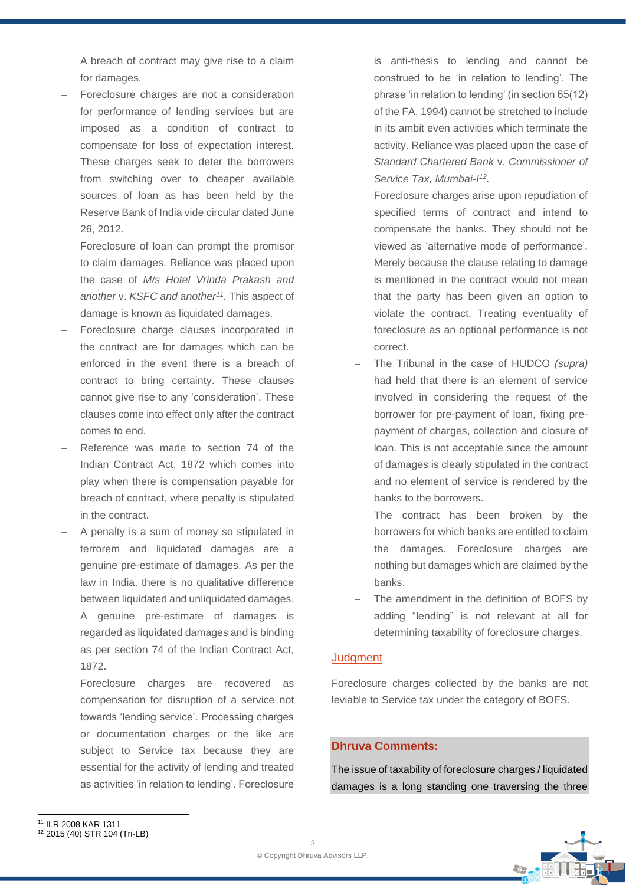A breach of contract may give rise to a claim for damages.

- Foreclosure charges are not a consideration for performance of lending services but are imposed as a condition of contract to compensate for loss of expectation interest. These charges seek to deter the borrowers from switching over to cheaper available sources of loan as has been held by the Reserve Bank of India vide circular dated June 26, 2012.
- Foreclosure of loan can prompt the promisor to claim damages. Reliance was placed upon the case of *M/s Hotel Vrinda Prakash and another* v. *KSFC and another*[11]. This aspect of damage is known as liquidated damages.
- Foreclosure charge clauses incorporated in the contract are for damages which can be enforced in the event there is a breach of contract to bring certainty. These clauses cannot give rise to any 'consideration'. These clauses come into effect only after the contract comes to end.
- Reference was made to section 74 of the Indian Contract Act, 1872 which comes into play when there is compensation payable for breach of contract, where penalty is stipulated in the contract.
- A penalty is a sum of money so stipulated in terrorem and liquidated damages are a genuine pre-estimate of damages. As per the law in India, there is no qualitative difference between liquidated and unliquidated damages. A genuine pre-estimate of damages is regarded as liquidated damages and is binding as per section 74 of the Indian Contract Act, 1872.
- Foreclosure charges are recovered as compensation for disruption of a service not towards 'lending service'. Processing charges or documentation charges or the like are subject to Service tax because they are essential for the activity of lending and treated as activities 'in relation to lending'. Foreclosure is anti-thesis to lending and cannot be construed to be 'in relation to lending'. The phrase 'in relation to lending' (in section 65(12) of the FA, 1994) cannot be stretched to include in its ambit even activities which terminate the activity. Reliance was placed upon the case of *Standard Chartered Bank* v. *Commissioner of Service Tax, Mumbai-I*[12].
- Foreclosure charges arise upon repudiation of specified terms of contract and intend to compensate the banks. They should not be viewed as 'alternative mode of performance'. Merely because the clause relating to damage is mentioned in the contract would not mean that the party has been given an option to violate the contract. Treating eventuality of foreclosure as an optional performance is not correct.
- The Tribunal in the case of HUDCO *(supra)* had held that there is an element of service involved in considering the request of the borrower for pre-payment of loan, fixing pre-payment of charges, collection and closure of loan. This is not acceptable since the amount of damages is clearly stipulated in the contract and no element of service is rendered by the banks to the borrowers.
- The contract has been broken by the borrowers for which banks are entitled to claim the damages. Foreclosure charges are nothing but damages which are claimed by the banks.
- The amendment in the definition of BOFS by adding "lending" is not relevant at all for determining taxability of foreclosure charges.

## Judgment

Foreclosure charges collected by the banks are not leviable to Service tax under the category of BOFS.

**Dhruva Comments:**

The issue of taxability of foreclosure charges / liquidated damages is a long standing one traversing the three

[11] ILR 2008 KAR 1311
[12] 2015 (40) STR 104 (Tri-LB)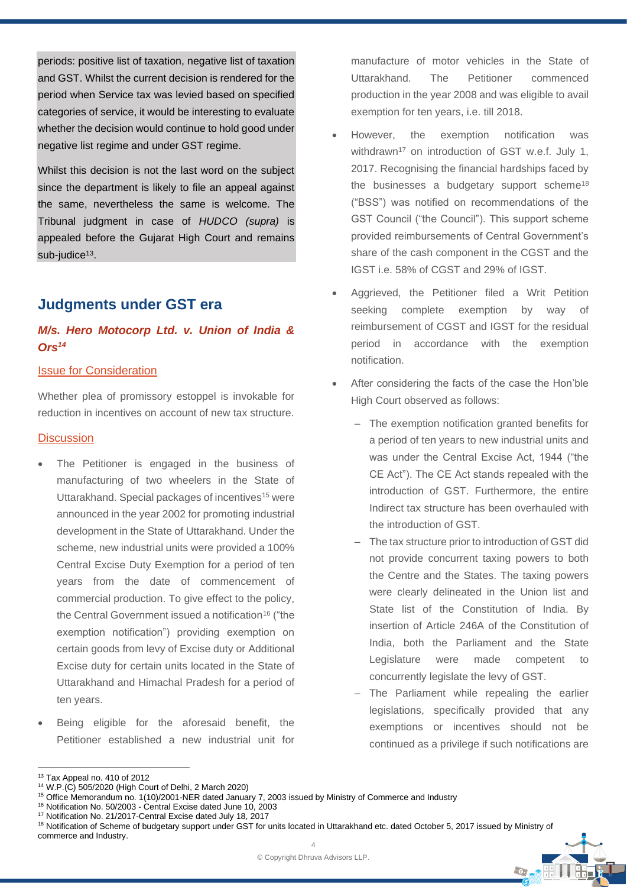periods: positive list of taxation, negative list of taxation and GST. Whilst the current decision is rendered for the period when Service tax was levied based on specified categories of service, it would be interesting to evaluate whether the decision would continue to hold good under negative list regime and under GST regime.

Whilst this decision is not the last word on the subject since the department is likely to file an appeal against the same, nevertheless the same is welcome. The Tribunal judgment in case of *HUDCO (supra)* is appealed before the Gujarat High Court and remains sub-judice[13].

## Judgments under GST era

### *M/s. Hero Motocorp Ltd. v. Union of India & Ors*[14]

#### Issue for Consideration

Whether plea of promissory estoppel is invokable for reduction in incentives on account of new tax structure.

#### Discussion

- The Petitioner is engaged in the business of manufacturing of two wheelers in the State of Uttarakhand. Special packages of incentives[15] were announced in the year 2002 for promoting industrial development in the State of Uttarakhand. Under the scheme, new industrial units were provided a 100% Central Excise Duty Exemption for a period of ten years from the date of commencement of commercial production. To give effect to the policy, the Central Government issued a notification[16] ("the exemption notification") providing exemption on certain goods from levy of Excise duty or Additional Excise duty for certain units located in the State of Uttarakhand and Himachal Pradesh for a period of ten years.
- Being eligible for the aforesaid benefit, the Petitioner established a new industrial unit for manufacture of motor vehicles in the State of Uttarakhand. The Petitioner commenced production in the year 2008 and was eligible to avail exemption for ten years, i.e. till 2018.
- However, the exemption notification was withdrawn[17] on introduction of GST w.e.f. July 1, 2017. Recognising the financial hardships faced by the businesses a budgetary support scheme[18] ("BSS") was notified on recommendations of the GST Council ("the Council"). This support scheme provided reimbursements of Central Government's share of the cash component in the CGST and the IGST i.e. 58% of CGST and 29% of IGST.
- Aggrieved, the Petitioner filed a Writ Petition seeking complete exemption by way of reimbursement of CGST and IGST for the residual period in accordance with the exemption notification.
- After considering the facts of the case the Hon'ble High Court observed as follows:
  - The exemption notification granted benefits for a period of ten years to new industrial units and was under the Central Excise Act, 1944 ("the CE Act"). The CE Act stands repealed with the introduction of GST. Furthermore, the entire Indirect tax structure has been overhauled with the introduction of GST.
  - The tax structure prior to introduction of GST did not provide concurrent taxing powers to both the Centre and the States. The taxing powers were clearly delineated in the Union list and State list of the Constitution of India. By insertion of Article 246A of the Constitution of India, both the Parliament and the State Legislature were made competent to concurrently legislate the levy of GST.
  - The Parliament while repealing the earlier legislations, specifically provided that any exemptions or incentives should not be continued as a privilege if such notifications are

---

[13] Tax Appeal no. 410 of 2012

[14] W.P.(C) 505/2020 (High Court of Delhi, 2 March 2020)

[15] Office Memorandum no. 1(10)/2001-NER dated January 7, 2003 issued by Ministry of Commerce and Industry

[16] Notification No. 50/2003 - Central Excise dated June 10, 2003

[17] Notification No. 21/2017-Central Excise dated July 18, 2017

[18] Notification of Scheme of budgetary support under GST for units located in Uttarakhand etc. dated October 5, 2017 issued by Ministry of commerce and Industry.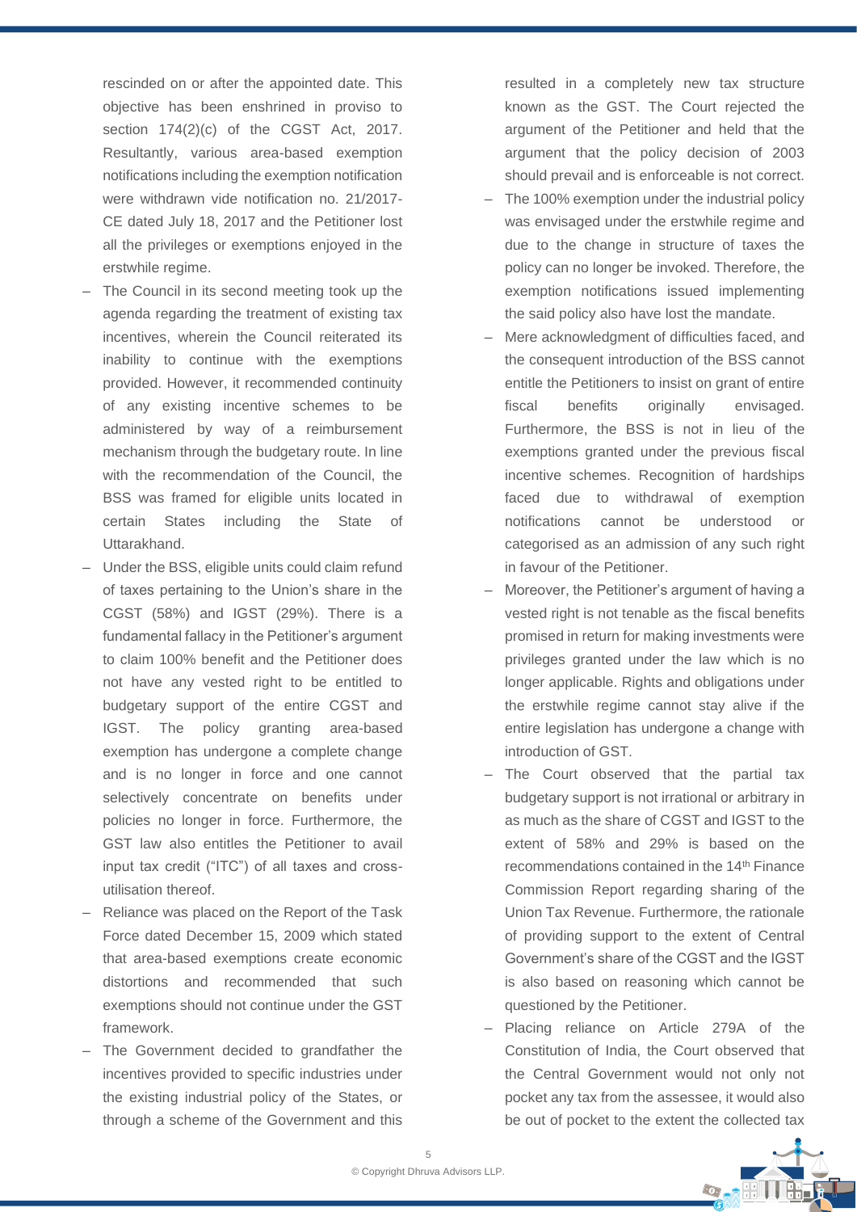rescinded on or after the appointed date. This objective has been enshrined in proviso to section 174(2)(c) of the CGST Act, 2017. Resultantly, various area-based exemption notifications including the exemption notification were withdrawn vide notification no. 21/2017-CE dated July 18, 2017 and the Petitioner lost all the privileges or exemptions enjoyed in the erstwhile regime.

- The Council in its second meeting took up the agenda regarding the treatment of existing tax incentives, wherein the Council reiterated its inability to continue with the exemptions provided. However, it recommended continuity of any existing incentive schemes to be administered by way of a reimbursement mechanism through the budgetary route. In line with the recommendation of the Council, the BSS was framed for eligible units located in certain States including the State of Uttarakhand.
- Under the BSS, eligible units could claim refund of taxes pertaining to the Union's share in the CGST (58%) and IGST (29%). There is a fundamental fallacy in the Petitioner's argument to claim 100% benefit and the Petitioner does not have any vested right to be entitled to budgetary support of the entire CGST and IGST. The policy granting area-based exemption has undergone a complete change and is no longer in force and one cannot selectively concentrate on benefits under policies no longer in force. Furthermore, the GST law also entitles the Petitioner to avail input tax credit ("ITC") of all taxes and cross-utilisation thereof.
- Reliance was placed on the Report of the Task Force dated December 15, 2009 which stated that area-based exemptions create economic distortions and recommended that such exemptions should not continue under the GST framework.
- The Government decided to grandfather the incentives provided to specific industries under the existing industrial policy of the States, or through a scheme of the Government and this resulted in a completely new tax structure known as the GST. The Court rejected the argument of the Petitioner and held that the argument that the policy decision of 2003 should prevail and is enforceable is not correct.
- The 100% exemption under the industrial policy was envisaged under the erstwhile regime and due to the change in structure of taxes the policy can no longer be invoked. Therefore, the exemption notifications issued implementing the said policy also have lost the mandate.
- Mere acknowledgment of difficulties faced, and the consequent introduction of the BSS cannot entitle the Petitioners to insist on grant of entire fiscal benefits originally envisaged. Furthermore, the BSS is not in lieu of the exemptions granted under the previous fiscal incentive schemes. Recognition of hardships faced due to withdrawal of exemption notifications cannot be understood or categorised as an admission of any such right in favour of the Petitioner.
- Moreover, the Petitioner's argument of having a vested right is not tenable as the fiscal benefits promised in return for making investments were privileges granted under the law which is no longer applicable. Rights and obligations under the erstwhile regime cannot stay alive if the entire legislation has undergone a change with introduction of GST.
- The Court observed that the partial tax budgetary support is not irrational or arbitrary in as much as the share of CGST and IGST to the extent of 58% and 29% is based on the recommendations contained in the 14th Finance Commission Report regarding sharing of the Union Tax Revenue. Furthermore, the rationale of providing support to the extent of Central Government's share of the CGST and the IGST is also based on reasoning which cannot be questioned by the Petitioner.
- Placing reliance on Article 279A of the Constitution of India, the Court observed that the Central Government would not only not pocket any tax from the assessee, it would also be out of pocket to the extent the collected tax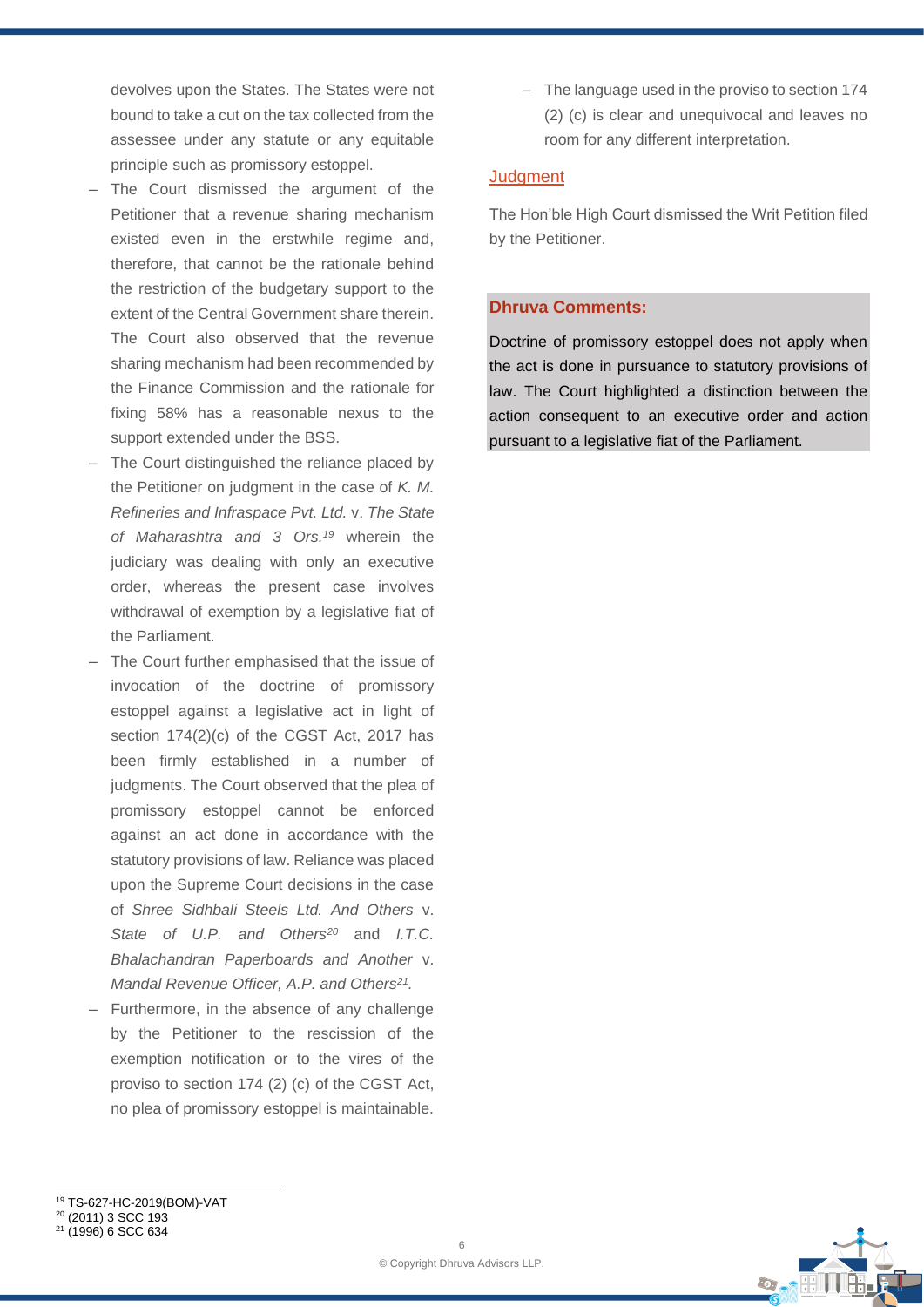devolves upon the States. The States were not bound to take a cut on the tax collected from the assessee under any statute or any equitable principle such as promissory estoppel.

- The Court dismissed the argument of the Petitioner that a revenue sharing mechanism existed even in the erstwhile regime and, therefore, that cannot be the rationale behind the restriction of the budgetary support to the extent of the Central Government share therein. The Court also observed that the revenue sharing mechanism had been recommended by the Finance Commission and the rationale for fixing 58% has a reasonable nexus to the support extended under the BSS.
- The Court distinguished the reliance placed by the Petitioner on judgment in the case of *K. M. Refineries and Infraspace Pvt. Ltd.* v. *The State of Maharashtra and 3 Ors.*[19] wherein the judiciary was dealing with only an executive order, whereas the present case involves withdrawal of exemption by a legislative fiat of the Parliament.
- The Court further emphasised that the issue of invocation of the doctrine of promissory estoppel against a legislative act in light of section 174(2)(c) of the CGST Act, 2017 has been firmly established in a number of judgments. The Court observed that the plea of promissory estoppel cannot be enforced against an act done in accordance with the statutory provisions of law. Reliance was placed upon the Supreme Court decisions in the case of *Shree Sidhbali Steels Ltd. And Others* v. *State of U.P. and Others*[20] and *I.T.C. Bhalachandran Paperboards and Another* v. *Mandal Revenue Officer, A.P. and Others*[21].
- Furthermore, in the absence of any challenge by the Petitioner to the rescission of the exemption notification or to the vires of the proviso to section 174 (2) (c) of the CGST Act, no plea of promissory estoppel is maintainable.
- The language used in the proviso to section 174 (2) (c) is clear and unequivocal and leaves no room for any different interpretation.

## Judgment

The Hon'ble High Court dismissed the Writ Petition filed by the Petitioner.

**Dhruva Comments:**

Doctrine of promissory estoppel does not apply when the act is done in pursuance to statutory provisions of law. The Court highlighted a distinction between the action consequent to an executive order and action pursuant to a legislative fiat of the Parliament.

---

[19] TS-627-HC-2019(BOM)-VAT
[20] (2011) 3 SCC 193
[21] (1996) 6 SCC 634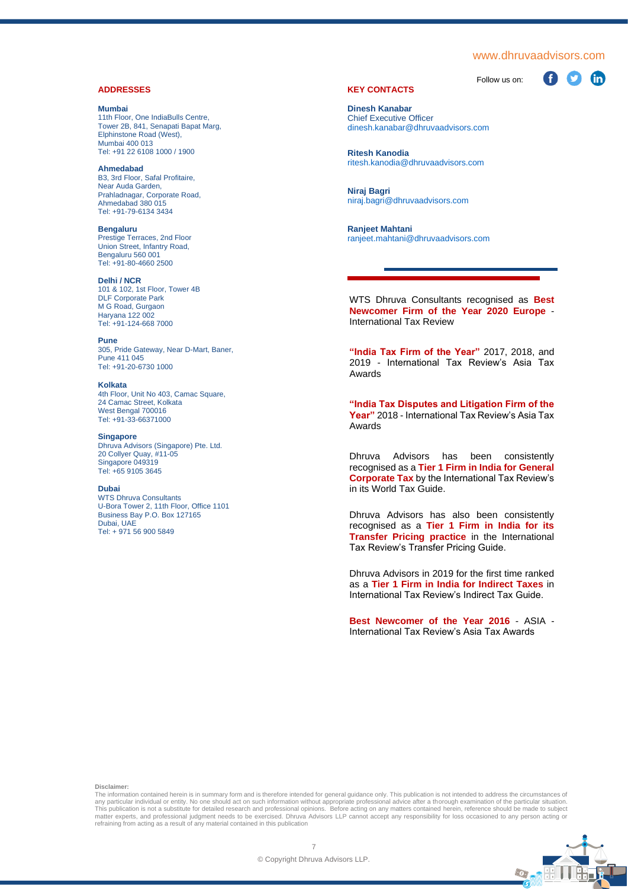www.dhruvaadvisors.com

Follow us on:

## ADDRESSES

**Mumbai**
11th Floor, One IndiaBulls Centre,
Tower 2B, 841, Senapati Bapat Marg,
Elphinstone Road (West),
Mumbai 400 013
Tel: +91 22 6108 1000 / 1900

**Ahmedabad**
B3, 3rd Floor, Safal Profitaire,
Near Auda Garden,
Prahladnagar, Corporate Road,
Ahmedabad 380 015
Tel: +91-79-6134 3434

**Bengaluru**
Prestige Terraces, 2nd Floor
Union Street, Infantry Road,
Bengaluru 560 001
Tel: +91-80-4660 2500

**Delhi / NCR**
101 & 102, 1st Floor, Tower 4B
DLF Corporate Park
M G Road, Gurgaon
Haryana 122 002
Tel: +91-124-668 7000

**Pune**
305, Pride Gateway, Near D-Mart, Baner,
Pune 411 045
Tel: +91-20-6730 1000

**Kolkata**
4th Floor, Unit No 403, Camac Square,
24 Camac Street, Kolkata
West Bengal 700016
Tel: +91-33-66371000

**Singapore**
Dhruva Advisors (Singapore) Pte. Ltd.
20 Collyer Quay, #11-05
Singapore 049319
Tel: +65 9105 3645

**Dubai**
WTS Dhruva Consultants
U-Bora Tower 2, 11th Floor, Office 1101
Business Bay P.O. Box 127165
Dubai, UAE
Tel: + 971 56 900 5849

## KEY CONTACTS

**Dinesh Kanabar**
Chief Executive Officer
dinesh.kanabar@dhruvaadvisors.com

**Ritesh Kanodia**
ritesh.kanodia@dhruvaadvisors.com

**Niraj Bagri**
niraj.bagri@dhruvaadvisors.com

**Ranjeet Mahtani**
ranjeet.mahtani@dhruvaadvisors.com

WTS Dhruva Consultants recognised as **Best Newcomer Firm of the Year 2020 Europe** - International Tax Review

**"India Tax Firm of the Year"** 2017, 2018, and 2019 - International Tax Review's Asia Tax Awards

**"India Tax Disputes and Litigation Firm of the Year"** 2018 - International Tax Review's Asia Tax Awards

Dhruva Advisors has been consistently recognised as a **Tier 1 Firm in India for General Corporate Tax** by the International Tax Review's in its World Tax Guide.

Dhruva Advisors has also been consistently recognised as a **Tier 1 Firm in India for its Transfer Pricing practice** in the International Tax Review's Transfer Pricing Guide.

Dhruva Advisors in 2019 for the first time ranked as a **Tier 1 Firm in India for Indirect Taxes** in International Tax Review's Indirect Tax Guide.

**Best Newcomer of the Year 2016** - ASIA - International Tax Review's Asia Tax Awards

**Disclaimer:**
The information contained herein is in summary form and is therefore intended for general guidance only. This publication is not intended to address the circumstances of any particular individual or entity. No one should act on such information without appropriate professional advice after a thorough examination of the particular situation. This publication is not a substitute for detailed research and professional opinions. Before acting on any matters contained herein, reference should be made to subject matter experts, and professional judgment needs to be exercised. Dhruva Advisors LLP cannot accept any responsibility for loss occasioned to any person acting or refraining from acting as a result of any material contained in this publication

© Copyright Dhruva Advisors LLP.